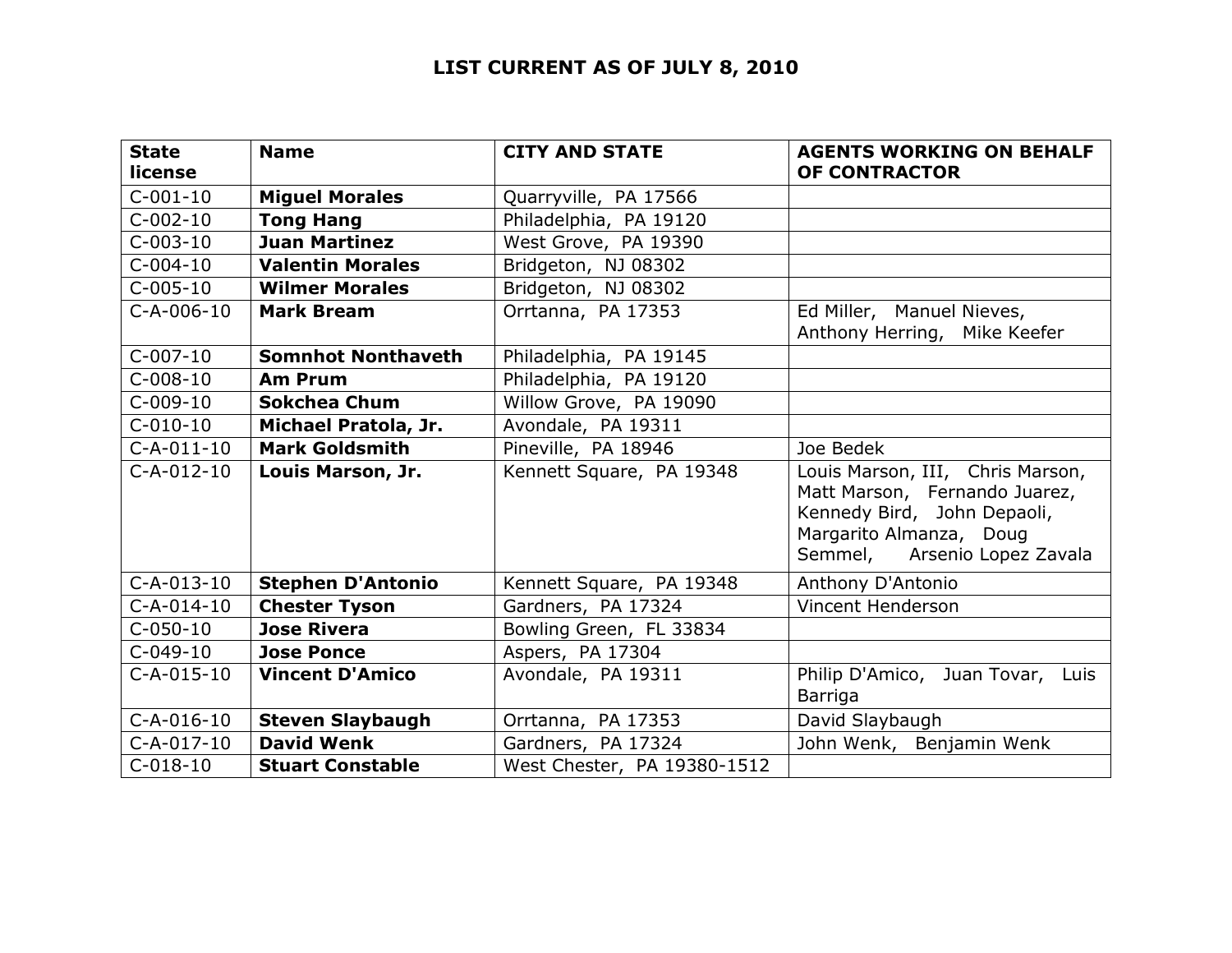# LIST CURRENT AS OF JULY 8, 2010

| State license | Name | CITY AND STATE | AGENTS WORKING ON BEHALF OF CONTRACTOR |
|---|---|---|---|
| C-001-10 | **Miguel Morales** | Quarryville, PA 17566 | |
| C-002-10 | **Tong Hang** | Philadelphia, PA 19120 | |
| C-003-10 | **Juan Martinez** | West Grove, PA 19390 | |
| C-004-10 | **Valentin Morales** | Bridgeton, NJ 08302 | |
| C-005-10 | **Wilmer Morales** | Bridgeton, NJ 08302 | |
| C-A-006-10 | **Mark Bream** | Orrtanna, PA 17353 | Ed Miller, Manuel Nieves, Anthony Herring, Mike Keefer |
| C-007-10 | **Somnhot Nonthaveth** | Philadelphia, PA 19145 | |
| C-008-10 | **Am Prum** | Philadelphia, PA 19120 | |
| C-009-10 | **Sokchea Chum** | Willow Grove, PA 19090 | |
| C-010-10 | **Michael Pratola, Jr.** | Avondale, PA 19311 | |
| C-A-011-10 | **Mark Goldsmith** | Pineville, PA 18946 | Joe Bedek |
| C-A-012-10 | **Louis Marson, Jr.** | Kennett Square, PA 19348 | Louis Marson, III, Chris Marson, Matt Marson, Fernando Juarez, Kennedy Bird, John Depaoli, Margarito Almanza, Doug Semmel, Arsenio Lopez Zavala |
| C-A-013-10 | **Stephen D'Antonio** | Kennett Square, PA 19348 | Anthony D'Antonio |
| C-A-014-10 | **Chester Tyson** | Gardners, PA 17324 | Vincent Henderson |
| C-050-10 | **Jose Rivera** | Bowling Green, FL 33834 | |
| C-049-10 | **Jose Ponce** | Aspers, PA 17304 | |
| C-A-015-10 | **Vincent D'Amico** | Avondale, PA 19311 | Philip D'Amico, Juan Tovar, Luis Barriga |
| C-A-016-10 | **Steven Slaybaugh** | Orrtanna, PA 17353 | David Slaybaugh |
| C-A-017-10 | **David Wenk** | Gardners, PA 17324 | John Wenk, Benjamin Wenk |
| C-018-10 | **Stuart Constable** | West Chester, PA 19380-1512 | |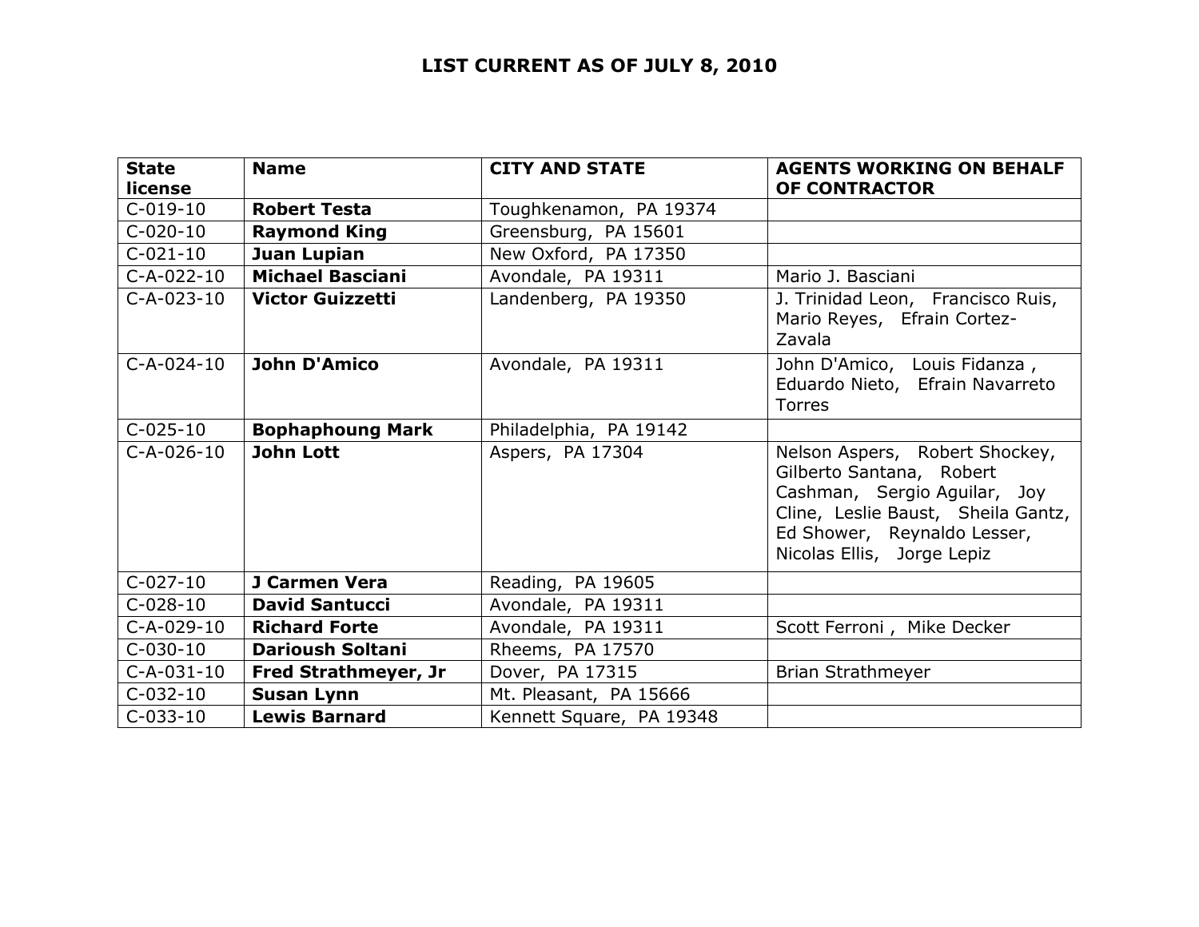**LIST CURRENT AS OF JULY 8, 2010**

| State license | Name | CITY AND STATE | AGENTS WORKING ON BEHALF OF CONTRACTOR |
|---|---|---|---|
| C-019-10 | **Robert Testa** | Toughkenamon, PA 19374 | |
| C-020-10 | **Raymond King** | Greensburg, PA 15601 | |
| C-021-10 | **Juan Lupian** | New Oxford, PA 17350 | |
| C-A-022-10 | **Michael Basciani** | Avondale, PA 19311 | Mario J. Basciani |
| C-A-023-10 | **Victor Guizzetti** | Landenberg, PA 19350 | J. Trinidad Leon, Francisco Ruis, Mario Reyes, Efrain Cortez-Zavala |
| C-A-024-10 | **John D'Amico** | Avondale, PA 19311 | John D'Amico, Louis Fidanza , Eduardo Nieto, Efrain Navarreto Torres |
| C-025-10 | **Bophaphoung Mark** | Philadelphia, PA 19142 | |
| C-A-026-10 | **John Lott** | Aspers, PA 17304 | Nelson Aspers, Robert Shockey, Gilberto Santana, Robert Cashman, Sergio Aguilar, Joy Cline, Leslie Baust, Sheila Gantz, Ed Shower, Reynaldo Lesser, Nicolas Ellis, Jorge Lepiz |
| C-027-10 | **J Carmen Vera** | Reading, PA 19605 | |
| C-028-10 | **David Santucci** | Avondale, PA 19311 | |
| C-A-029-10 | **Richard Forte** | Avondale, PA 19311 | Scott Ferroni , Mike Decker |
| C-030-10 | **Darioush Soltani** | Rheems, PA 17570 | |
| C-A-031-10 | **Fred Strathmeyer, Jr** | Dover, PA 17315 | Brian Strathmeyer |
| C-032-10 | **Susan Lynn** | Mt. Pleasant, PA 15666 | |
| C-033-10 | **Lewis Barnard** | Kennett Square, PA 19348 | |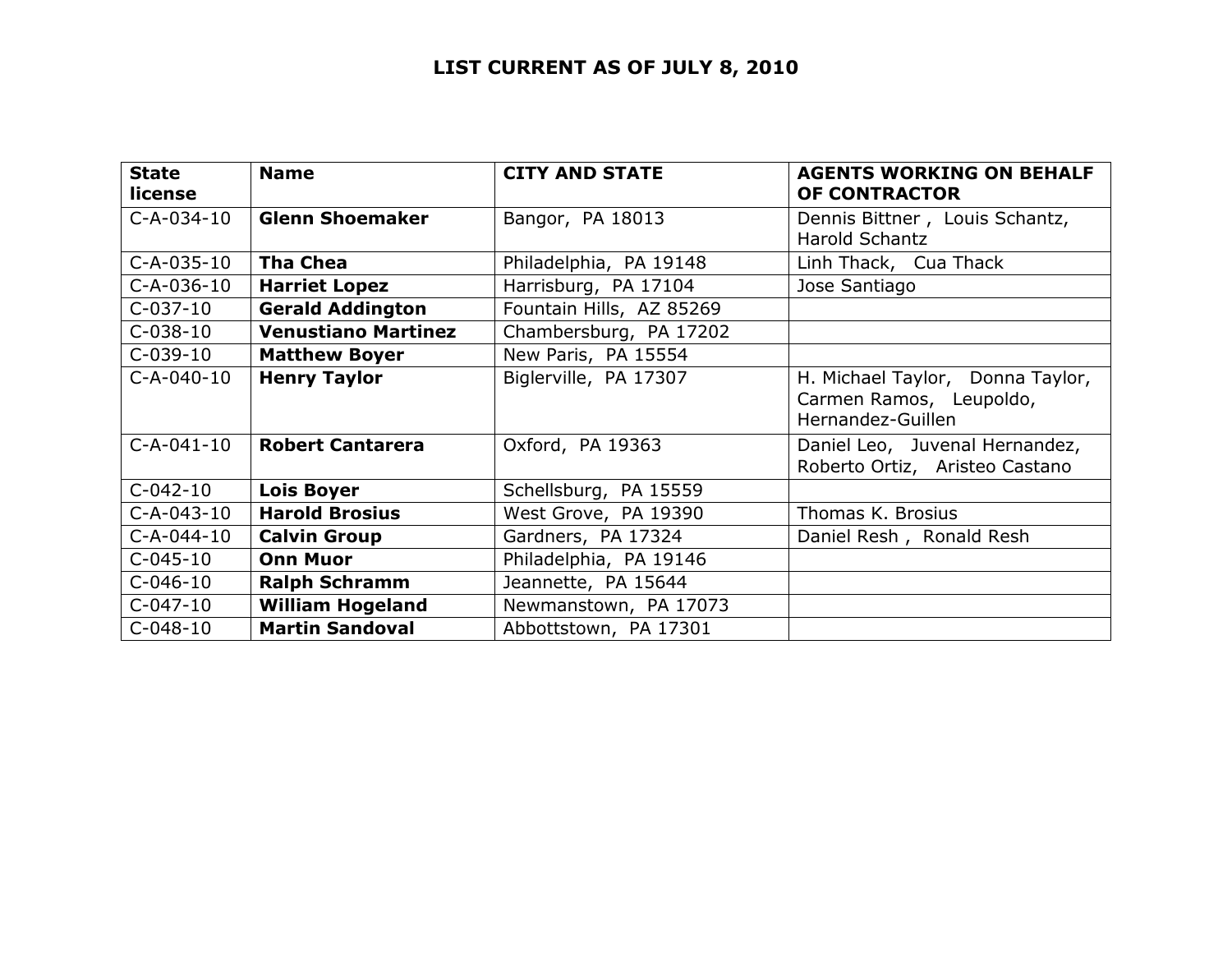**LIST CURRENT AS OF JULY 8, 2010**

| State license | Name | CITY AND STATE | AGENTS WORKING ON BEHALF OF CONTRACTOR |
|---|---|---|---|
| C-A-034-10 | **Glenn Shoemaker** | Bangor, PA 18013 | Dennis Bittner , Louis Schantz, Harold Schantz |
| C-A-035-10 | **Tha Chea** | Philadelphia, PA 19148 | Linh Thack, Cua Thack |
| C-A-036-10 | **Harriet Lopez** | Harrisburg, PA 17104 | Jose Santiago |
| C-037-10 | **Gerald Addington** | Fountain Hills, AZ 85269 | |
| C-038-10 | **Venustiano Martinez** | Chambersburg, PA 17202 | |
| C-039-10 | **Matthew Boyer** | New Paris, PA 15554 | |
| C-A-040-10 | **Henry Taylor** | Biglerville, PA 17307 | H. Michael Taylor, Donna Taylor, Carmen Ramos, Leupoldo, Hernandez-Guillen |
| C-A-041-10 | **Robert Cantarera** | Oxford, PA 19363 | Daniel Leo, Juvenal Hernandez, Roberto Ortiz, Aristeo Castano |
| C-042-10 | **Lois Boyer** | Schellsburg, PA 15559 | |
| C-A-043-10 | **Harold Brosius** | West Grove, PA 19390 | Thomas K. Brosius |
| C-A-044-10 | **Calvin Group** | Gardners, PA 17324 | Daniel Resh , Ronald Resh |
| C-045-10 | **Onn Muor** | Philadelphia, PA 19146 | |
| C-046-10 | **Ralph Schramm** | Jeannette, PA 15644 | |
| C-047-10 | **William Hogeland** | Newmanstown, PA 17073 | |
| C-048-10 | **Martin Sandoval** | Abbottstown, PA 17301 | |